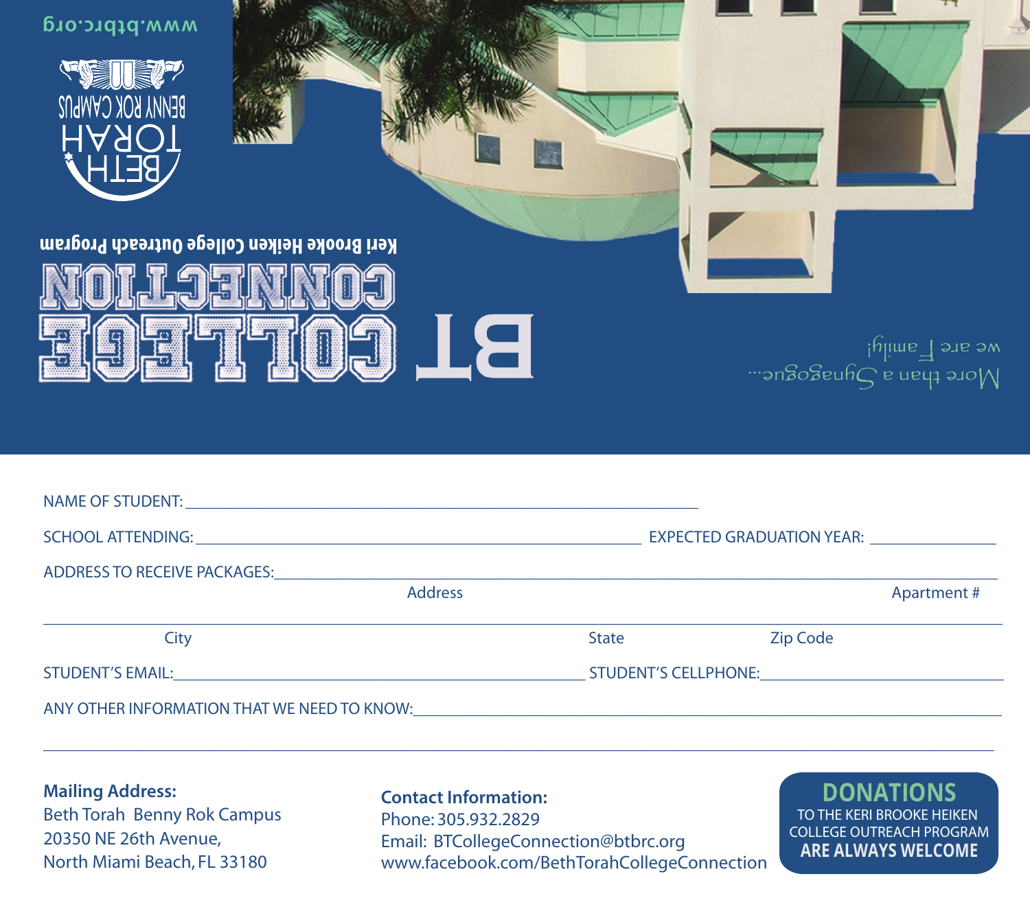www.btbrc.org

BETH TORAH
BENNY ROK CAMPUS

Keri Brooke Heiken College Outreach Program

# BT COLLEGE CONNECTION

More than a Synagogue...
we are Family!

NAME OF STUDENT: ______________________________________________

SCHOOL ATTENDING: ______________________________________ EXPECTED GRADUATION YEAR: __________

ADDRESS TO RECEIVE PACKAGES: ______________________________________________
Address Apartment #

______________________________________________
City State Zip Code

STUDENT'S EMAIL: ______________________________ STUDENT'S CELLPHONE: ____________________

ANY OTHER INFORMATION THAT WE NEED TO KNOW: ______________________________________________

______________________________________________

**Mailing Address:**
Beth Torah Benny Rok Campus
20350 NE 26th Avenue,
North Miami Beach, FL 33180

**Contact Information:**
Phone: 305.932.2829
Email: BTCollegeConnection@btbrc.org
www.facebook.com/BethTorahCollegeConnection

**DONATIONS**
TO THE KERI BROOKE HEIKEN COLLEGE OUTREACH PROGRAM
**ARE ALWAYS WELCOME**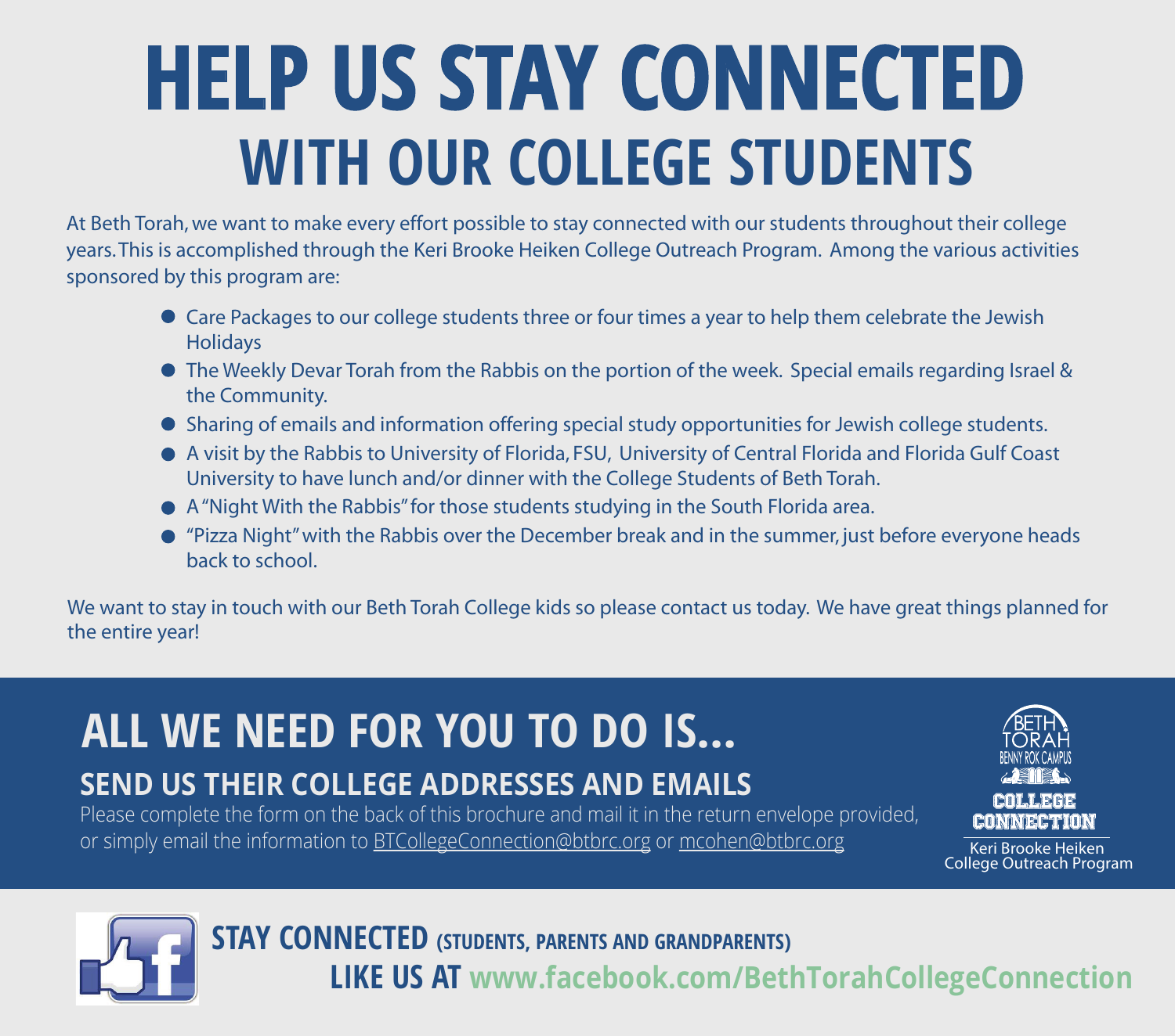# HELP US STAY CONNECTED
## WITH OUR COLLEGE STUDENTS

At Beth Torah, we want to make every effort possible to stay connected with our students throughout their college years. This is accomplished through the Keri Brooke Heiken College Outreach Program. Among the various activities sponsored by this program are:

- Care Packages to our college students three or four times a year to help them celebrate the Jewish Holidays
- The Weekly Devar Torah from the Rabbis on the portion of the week. Special emails regarding Israel & the Community.
- Sharing of emails and information offering special study opportunities for Jewish college students.
- A visit by the Rabbis to University of Florida, FSU, University of Central Florida and Florida Gulf Coast University to have lunch and/or dinner with the College Students of Beth Torah.
- A "Night With the Rabbis" for those students studying in the South Florida area.
- "Pizza Night" with the Rabbis over the December break and in the summer, just before everyone heads back to school.

We want to stay in touch with our Beth Torah College kids so please contact us today. We have great things planned for the entire year!

## ALL WE NEED FOR YOU TO DO IS...

### SEND US THEIR COLLEGE ADDRESSES AND EMAILS

Please complete the form on the back of this brochure and mail it in the return envelope provided, or simply email the information to BTCollegeConnection@btbrc.org or mcohen@btbrc.org

BETH TORAH
BENNY ROK CAMPUS
COLLEGE CONNECTION
Keri Brooke Heiken
College Outreach Program

**STAY CONNECTED** (STUDENTS, PARENTS AND GRANDPARENTS)
**LIKE US AT** www.facebook.com/BethTorahCollegeConnection